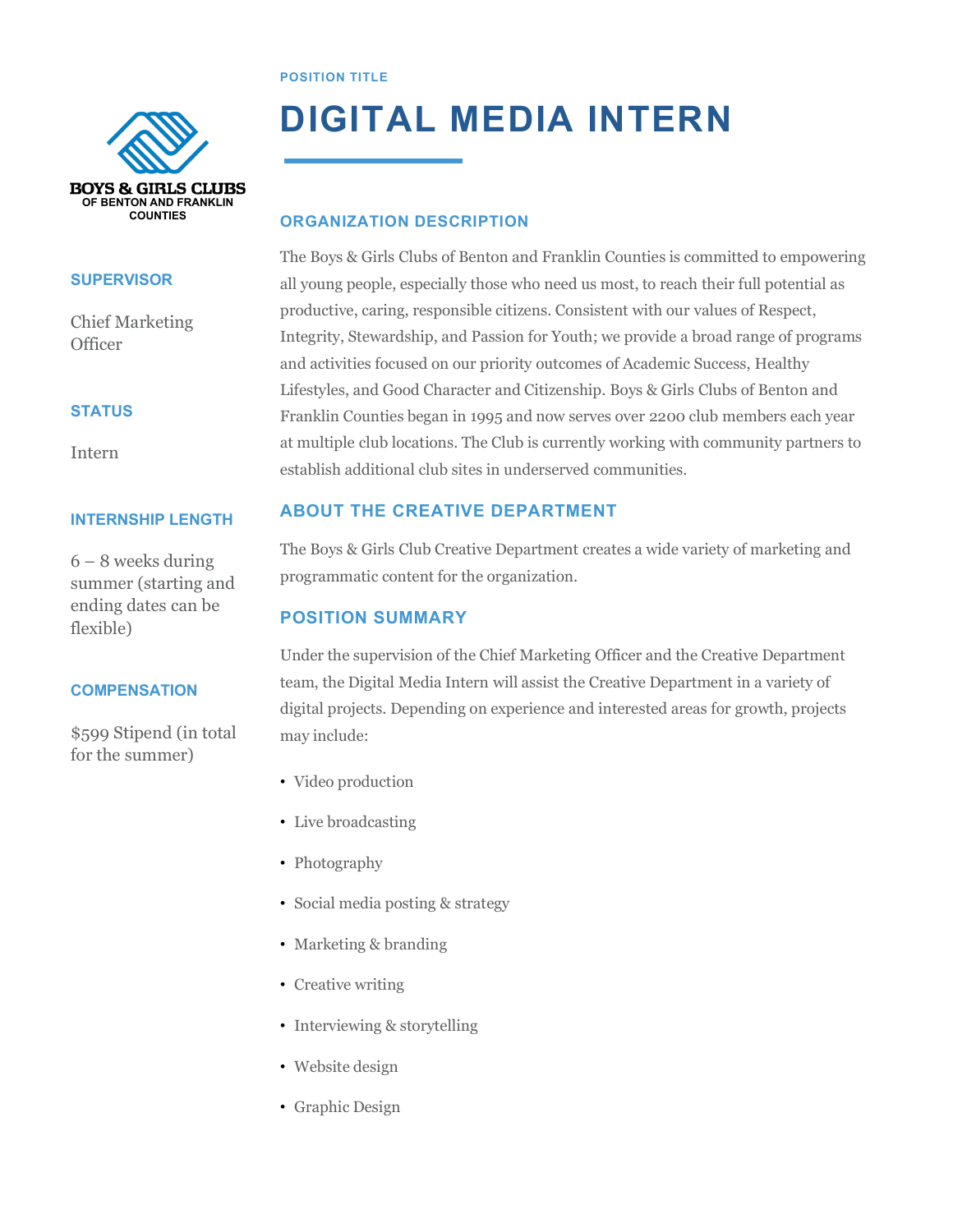BOYS & GIRLS CLUBS
OF BENTON AND FRANKLIN COUNTIES

POSITION TITLE

# DIGITAL MEDIA INTERN

### SUPERVISOR

Chief Marketing Officer

### STATUS

Intern

### INTERNSHIP LENGTH

6 – 8 weeks during summer (starting and ending dates can be flexible)

### COMPENSATION

$599 Stipend (in total for the summer)

## ORGANIZATION DESCRIPTION

The Boys & Girls Clubs of Benton and Franklin Counties is committed to empowering all young people, especially those who need us most, to reach their full potential as productive, caring, responsible citizens. Consistent with our values of Respect, Integrity, Stewardship, and Passion for Youth; we provide a broad range of programs and activities focused on our priority outcomes of Academic Success, Healthy Lifestyles, and Good Character and Citizenship. Boys & Girls Clubs of Benton and Franklin Counties began in 1995 and now serves over 2200 club members each year at multiple club locations. The Club is currently working with community partners to establish additional club sites in underserved communities.

## ABOUT THE CREATIVE DEPARTMENT

The Boys & Girls Club Creative Department creates a wide variety of marketing and programmatic content for the organization.

## POSITION SUMMARY

Under the supervision of the Chief Marketing Officer and the Creative Department team, the Digital Media Intern will assist the Creative Department in a variety of digital projects. Depending on experience and interested areas for growth, projects may include:

- Video production
- Live broadcasting
- Photography
- Social media posting & strategy
- Marketing & branding
- Creative writing
- Interviewing & storytelling
- Website design
- Graphic Design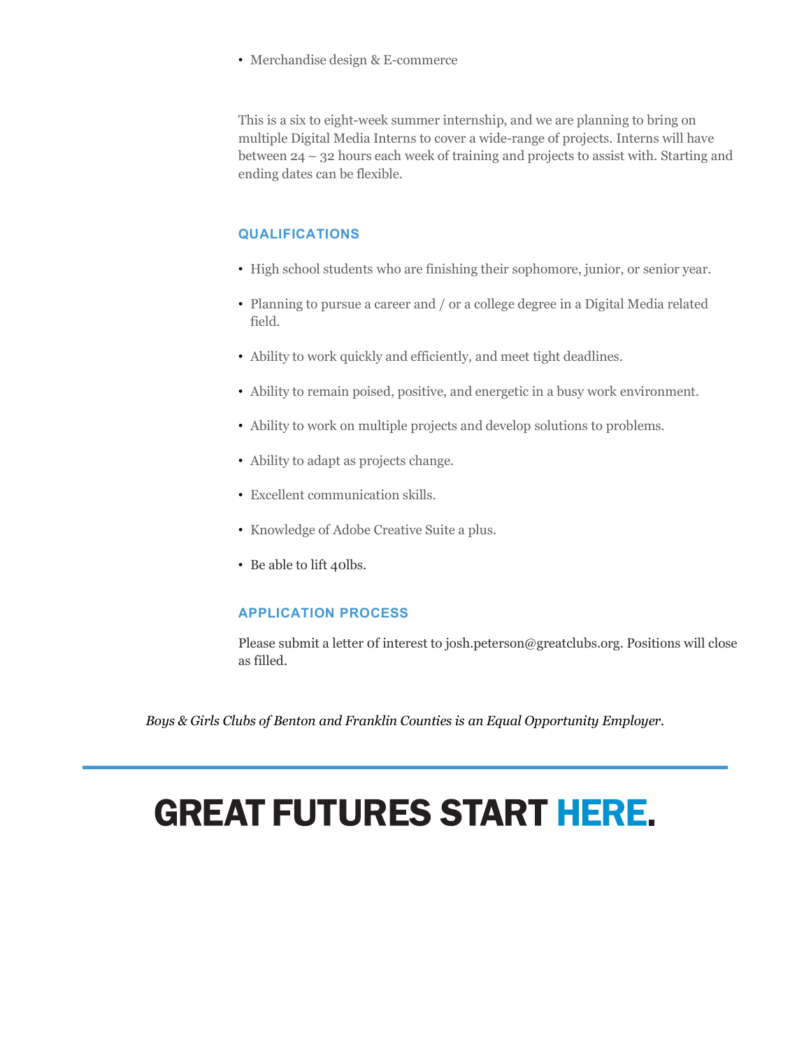- Merchandise design & E-commerce

This is a six to eight-week summer internship, and we are planning to bring on multiple Digital Media Interns to cover a wide-range of projects. Interns will have between 24 – 32 hours each week of training and projects to assist with. Starting and ending dates can be flexible.

## QUALIFICATIONS

- High school students who are finishing their sophomore, junior, or senior year.
- Planning to pursue a career and / or a college degree in a Digital Media related field.
- Ability to work quickly and efficiently, and meet tight deadlines.
- Ability to remain poised, positive, and energetic in a busy work environment.
- Ability to work on multiple projects and develop solutions to problems.
- Ability to adapt as projects change.
- Excellent communication skills.
- Knowledge of Adobe Creative Suite a plus.
- Be able to lift 40lbs.

## APPLICATION PROCESS

Please submit a letter of interest to josh.peterson@greatclubs.org. Positions will close as filled.

*Boys & Girls Clubs of Benton and Franklin Counties is an Equal Opportunity Employer.*

---

# GREAT FUTURES START HERE.